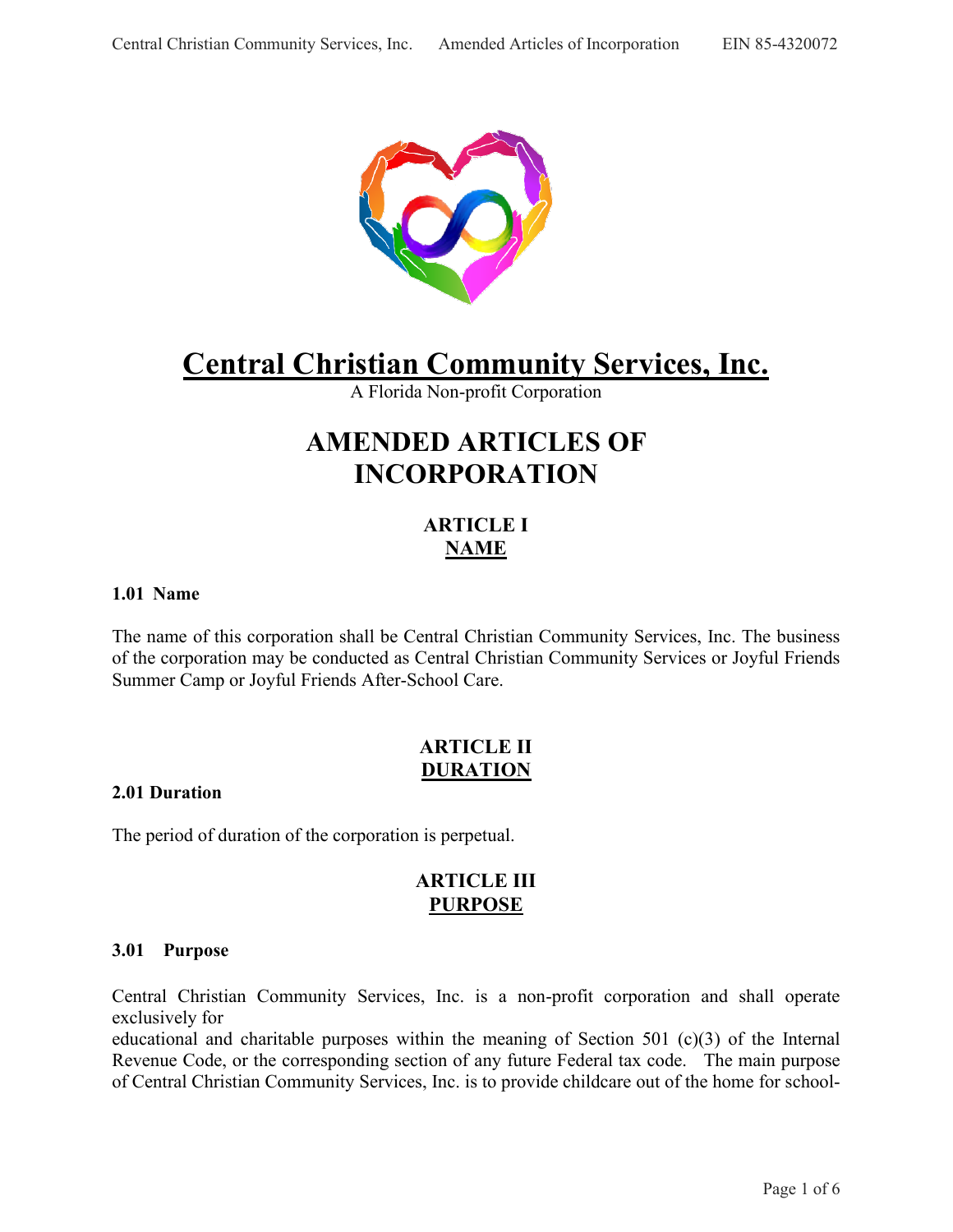# Central Christian Community Services, Inc.

A Florida Non-profit Corporation

# AMENDED ARTICLES OF INCORPORATION

## ARTICLE I
## NAME

### 1.01 Name

The name of this corporation shall be Central Christian Community Services, Inc. The business of the corporation may be conducted as Central Christian Community Services or Joyful Friends Summer Camp or Joyful Friends After-School Care.

## ARTICLE II
## DURATION

### 2.01 Duration

The period of duration of the corporation is perpetual.

## ARTICLE III
## PURPOSE

### 3.01 Purpose

Central Christian Community Services, Inc. is a non-profit corporation and shall operate exclusively for educational and charitable purposes within the meaning of Section 501 (c)(3) of the Internal Revenue Code, or the corresponding section of any future Federal tax code. The main purpose of Central Christian Community Services, Inc. is to provide childcare out of the home for school-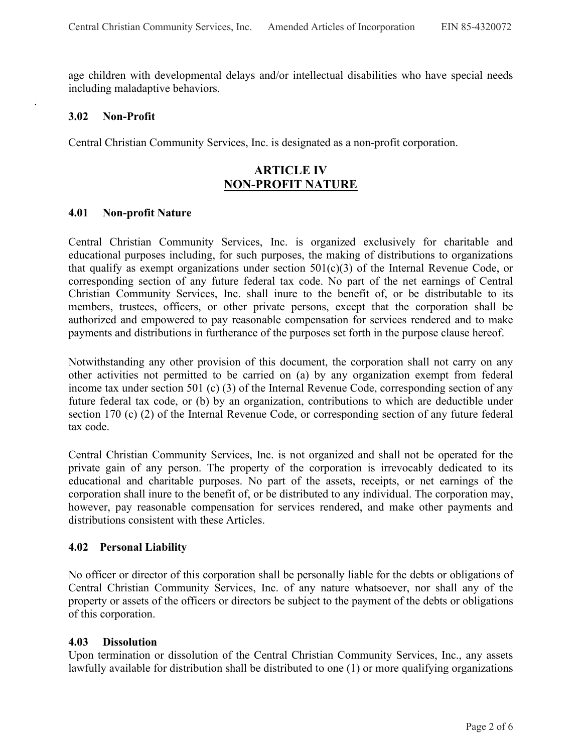age children with developmental delays and/or intellectual disabilities who have special needs including maladaptive behaviors.

### 3.02 Non-Profit

Central Christian Community Services, Inc. is designated as a non-profit corporation.

## ARTICLE IV
## NON-PROFIT NATURE

### 4.01 Non-profit Nature

Central Christian Community Services, Inc. is organized exclusively for charitable and educational purposes including, for such purposes, the making of distributions to organizations that qualify as exempt organizations under section 501(c)(3) of the Internal Revenue Code, or corresponding section of any future federal tax code. No part of the net earnings of Central Christian Community Services, Inc. shall inure to the benefit of, or be distributable to its members, trustees, officers, or other private persons, except that the corporation shall be authorized and empowered to pay reasonable compensation for services rendered and to make payments and distributions in furtherance of the purposes set forth in the purpose clause hereof.

Notwithstanding any other provision of this document, the corporation shall not carry on any other activities not permitted to be carried on (a) by any organization exempt from federal income tax under section 501 (c) (3) of the Internal Revenue Code, corresponding section of any future federal tax code, or (b) by an organization, contributions to which are deductible under section 170 (c) (2) of the Internal Revenue Code, or corresponding section of any future federal tax code.

Central Christian Community Services, Inc. is not organized and shall not be operated for the private gain of any person. The property of the corporation is irrevocably dedicated to its educational and charitable purposes. No part of the assets, receipts, or net earnings of the corporation shall inure to the benefit of, or be distributed to any individual. The corporation may, however, pay reasonable compensation for services rendered, and make other payments and distributions consistent with these Articles.

### 4.02 Personal Liability

No officer or director of this corporation shall be personally liable for the debts or obligations of Central Christian Community Services, Inc. of any nature whatsoever, nor shall any of the property or assets of the officers or directors be subject to the payment of the debts or obligations of this corporation.

### 4.03 Dissolution

Upon termination or dissolution of the Central Christian Community Services, Inc., any assets lawfully available for distribution shall be distributed to one (1) or more qualifying organizations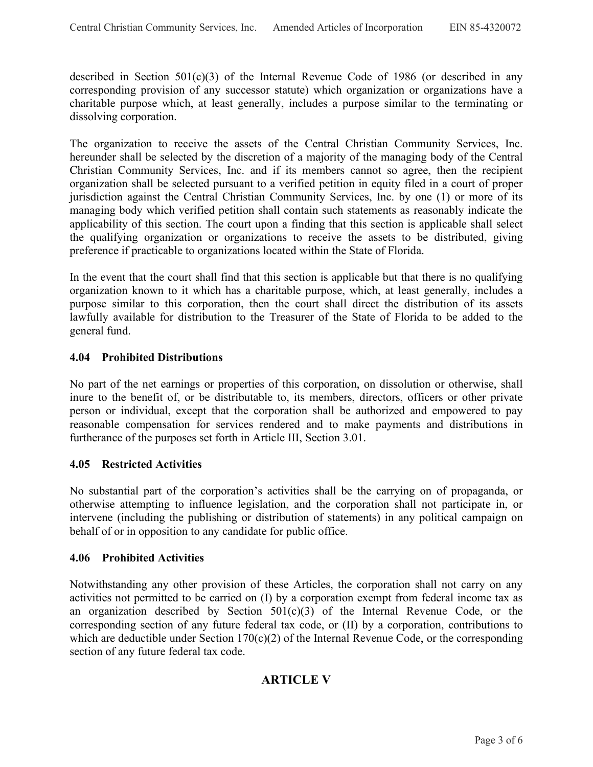described in Section 501(c)(3) of the Internal Revenue Code of 1986 (or described in any corresponding provision of any successor statute) which organization or organizations have a charitable purpose which, at least generally, includes a purpose similar to the terminating or dissolving corporation.

The organization to receive the assets of the Central Christian Community Services, Inc. hereunder shall be selected by the discretion of a majority of the managing body of the Central Christian Community Services, Inc. and if its members cannot so agree, then the recipient organization shall be selected pursuant to a verified petition in equity filed in a court of proper jurisdiction against the Central Christian Community Services, Inc. by one (1) or more of its managing body which verified petition shall contain such statements as reasonably indicate the applicability of this section. The court upon a finding that this section is applicable shall select the qualifying organization or organizations to receive the assets to be distributed, giving preference if practicable to organizations located within the State of Florida.

In the event that the court shall find that this section is applicable but that there is no qualifying organization known to it which has a charitable purpose, which, at least generally, includes a purpose similar to this corporation, then the court shall direct the distribution of its assets lawfully available for distribution to the Treasurer of the State of Florida to be added to the general fund.

### 4.04 Prohibited Distributions

No part of the net earnings or properties of this corporation, on dissolution or otherwise, shall inure to the benefit of, or be distributable to, its members, directors, officers or other private person or individual, except that the corporation shall be authorized and empowered to pay reasonable compensation for services rendered and to make payments and distributions in furtherance of the purposes set forth in Article III, Section 3.01.

### 4.05 Restricted Activities

No substantial part of the corporation's activities shall be the carrying on of propaganda, or otherwise attempting to influence legislation, and the corporation shall not participate in, or intervene (including the publishing or distribution of statements) in any political campaign on behalf of or in opposition to any candidate for public office.

### 4.06 Prohibited Activities

Notwithstanding any other provision of these Articles, the corporation shall not carry on any activities not permitted to be carried on (I) by a corporation exempt from federal income tax as an organization described by Section 501(c)(3) of the Internal Revenue Code, or the corresponding section of any future federal tax code, or (II) by a corporation, contributions to which are deductible under Section 170(c)(2) of the Internal Revenue Code, or the corresponding section of any future federal tax code.

## ARTICLE V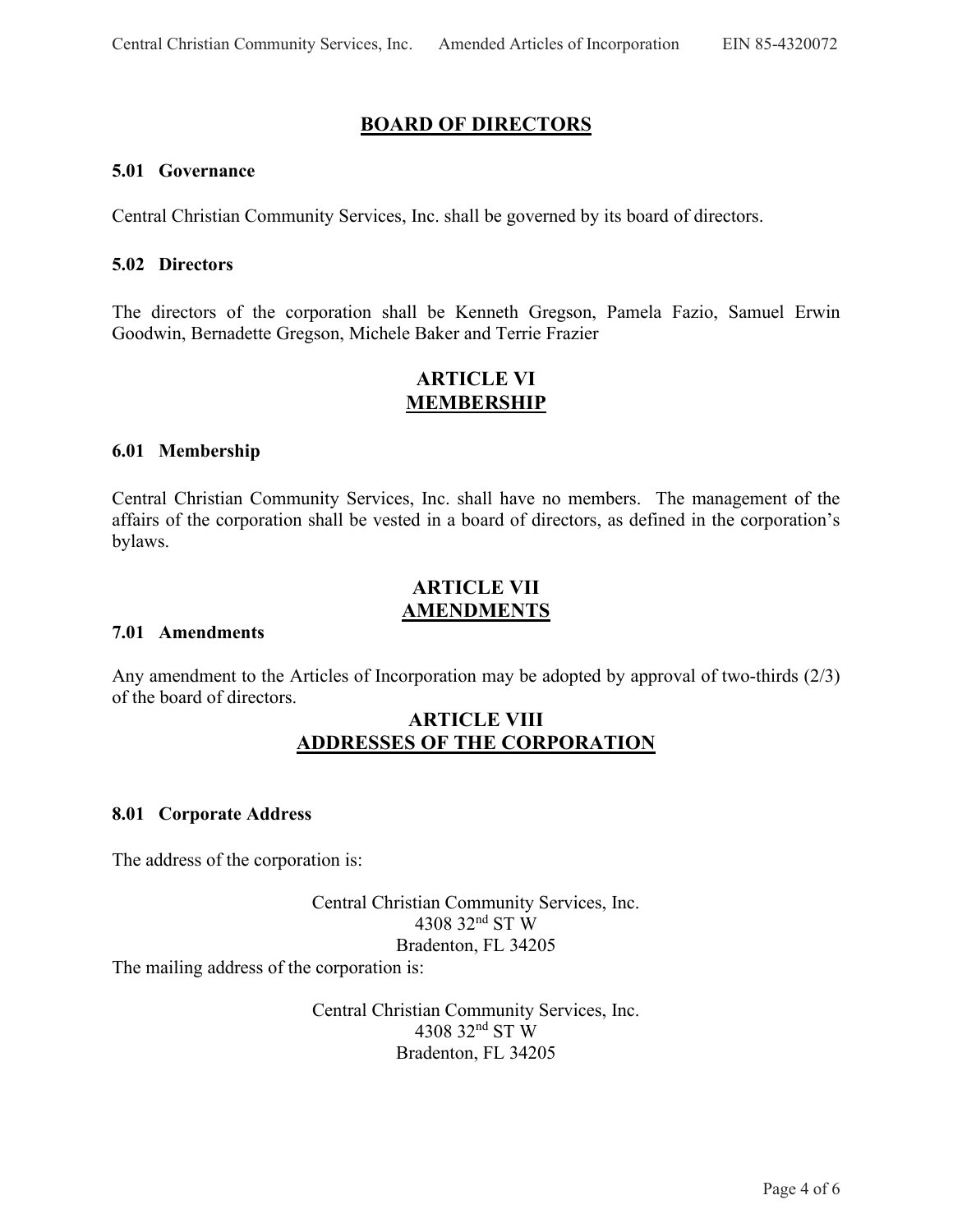## BOARD OF DIRECTORS

### 5.01 Governance

Central Christian Community Services, Inc. shall be governed by its board of directors.

### 5.02 Directors

The directors of the corporation shall be Kenneth Gregson, Pamela Fazio, Samuel Erwin Goodwin, Bernadette Gregson, Michele Baker and Terrie Frazier

## ARTICLE VI
## MEMBERSHIP

### 6.01 Membership

Central Christian Community Services, Inc. shall have no members. The management of the affairs of the corporation shall be vested in a board of directors, as defined in the corporation's bylaws.

## ARTICLE VII
## AMENDMENTS

### 7.01 Amendments

Any amendment to the Articles of Incorporation may be adopted by approval of two-thirds (2/3) of the board of directors.

## ARTICLE VIII
## ADDRESSES OF THE CORPORATION

### 8.01 Corporate Address

The address of the corporation is:

Central Christian Community Services, Inc.
4308 32nd ST W
Bradenton, FL 34205

The mailing address of the corporation is:

Central Christian Community Services, Inc.
4308 32nd ST W
Bradenton, FL 34205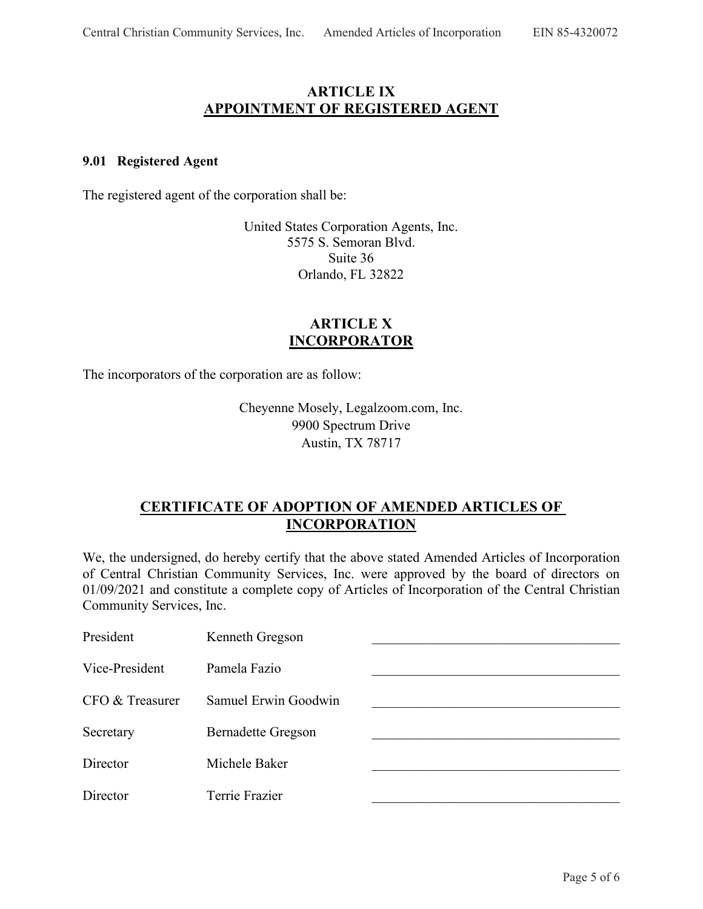## ARTICLE IX
## APPOINTMENT OF REGISTERED AGENT

### 9.01 Registered Agent

The registered agent of the corporation shall be:

United States Corporation Agents, Inc.
5575 S. Semoran Blvd.
Suite 36
Orlando, FL 32822

## ARTICLE X
## INCORPORATOR

The incorporators of the corporation are as follow:

Cheyenne Mosely, Legalzoom.com, Inc.
9900 Spectrum Drive
Austin, TX 78717

## CERTIFICATE OF ADOPTION OF AMENDED ARTICLES OF INCORPORATION

We, the undersigned, do hereby certify that the above stated Amended Articles of Incorporation of Central Christian Community Services, Inc. were approved by the board of directors on 01/09/2021 and constitute a complete copy of Articles of Incorporation of the Central Christian Community Services, Inc.

| | | |
|---|---|---|
| President | Kenneth Gregson | ____________________ |
| Vice-President | Pamela Fazio | ____________________ |
| CFO & Treasurer | Samuel Erwin Goodwin | ____________________ |
| Secretary | Bernadette Gregson | ____________________ |
| Director | Michele Baker | ____________________ |
| Director | Terrie Frazier | ____________________ |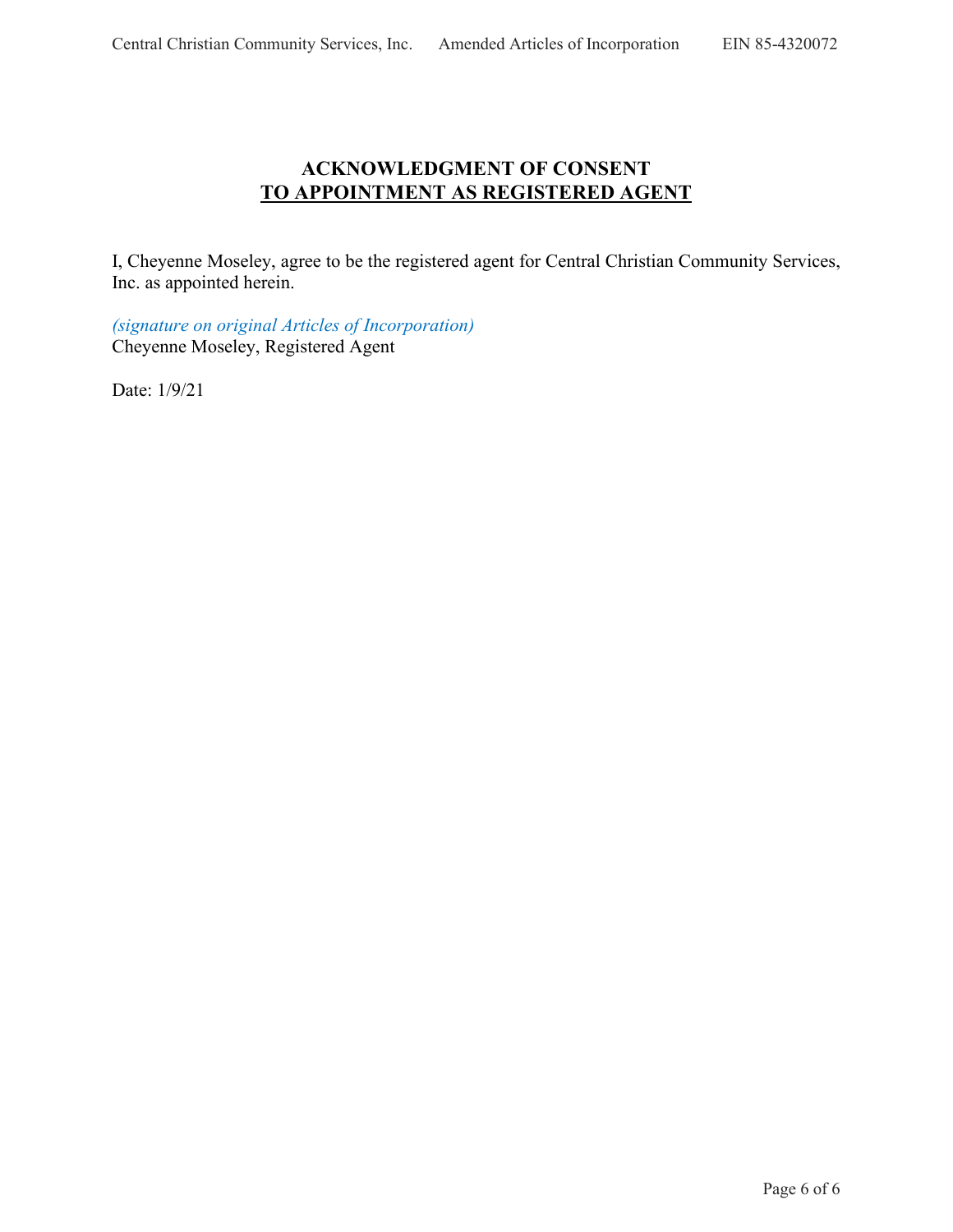## ACKNOWLEDGMENT OF CONSENT TO APPOINTMENT AS REGISTERED AGENT

I, Cheyenne Moseley, agree to be the registered agent for Central Christian Community Services, Inc. as appointed herein.

*(signature on original Articles of Incorporation)*
Cheyenne Moseley, Registered Agent

Date: 1/9/21